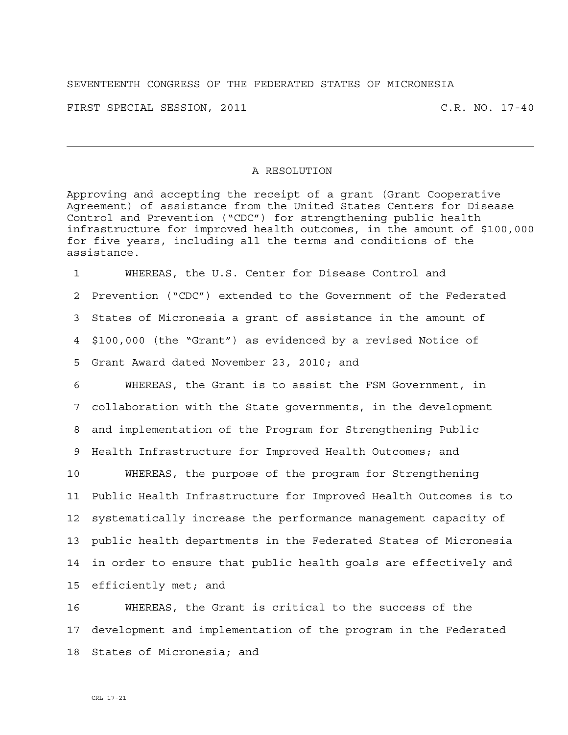SEVENTEENTH CONGRESS OF THE FEDERATED STATES OF MICRONESIA

FIRST SPECIAL SESSION, 2011 C.R. NO. 17-40

---

## A RESOLUTION

Approving and accepting the receipt of a grant (Grant Cooperative Agreement) of assistance from the United States Centers for Disease Control and Prevention ("CDC") for strengthening public health infrastructure for improved health outcomes, in the amount of $100,000 for five years, including all the terms and conditions of the assistance.

1 WHEREAS, the U.S. Center for Disease Control and
2 Prevention ("CDC") extended to the Government of the Federated
3 States of Micronesia a grant of assistance in the amount of
4 $100,000 (the "Grant") as evidenced by a revised Notice of
5 Grant Award dated November 23, 2010; and
6 WHEREAS, the Grant is to assist the FSM Government, in
7 collaboration with the State governments, in the development
8 and implementation of the Program for Strengthening Public
9 Health Infrastructure for Improved Health Outcomes; and
10 WHEREAS, the purpose of the program for Strengthening
11 Public Health Infrastructure for Improved Health Outcomes is to
12 systematically increase the performance management capacity of
13 public health departments in the Federated States of Micronesia
14 in order to ensure that public health goals are effectively and
15 efficiently met; and
16 WHEREAS, the Grant is critical to the success of the
17 development and implementation of the program in the Federated
18 States of Micronesia; and

CRL 17-21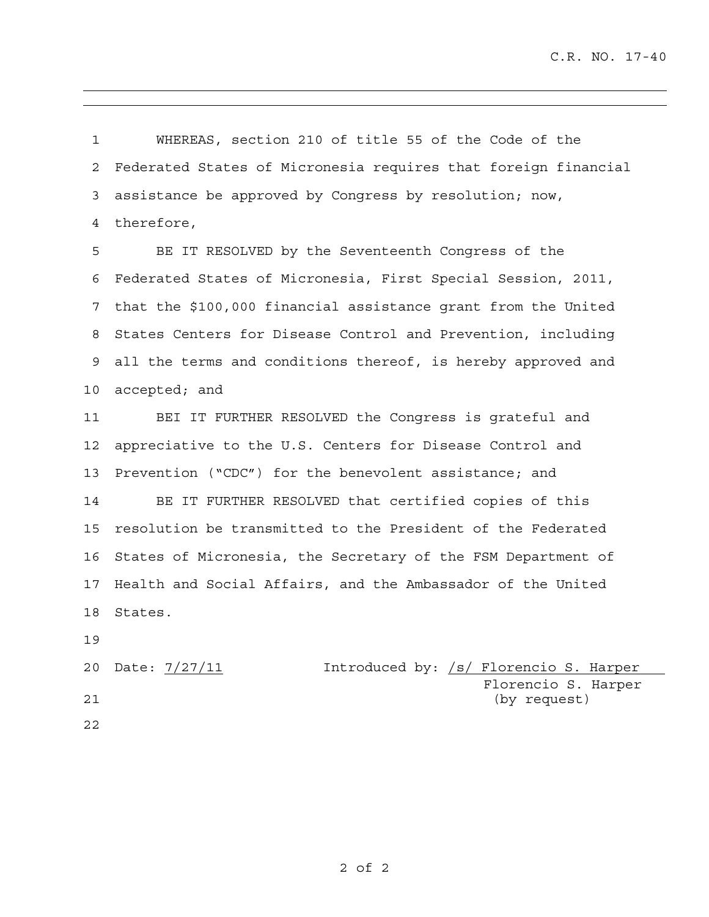WHEREAS, section 210 of title 55 of the Code of the Federated States of Micronesia requires that foreign financial assistance be approved by Congress by resolution; now, therefore,

BE IT RESOLVED by the Seventeenth Congress of the Federated States of Micronesia, First Special Session, 2011, that the $100,000 financial assistance grant from the United States Centers for Disease Control and Prevention, including all the terms and conditions thereof, is hereby approved and accepted; and

BEI IT FURTHER RESOLVED the Congress is grateful and appreciative to the U.S. Centers for Disease Control and Prevention ("CDC") for the benevolent assistance; and

BE IT FURTHER RESOLVED that certified copies of this resolution be transmitted to the President of the Federated States of Micronesia, the Secretary of the FSM Department of Health and Social Affairs, and the Ambassador of the United States.

Date: 7/27/11

Introduced by: /s/ Florencio S. Harper
Florencio S. Harper
(by request)